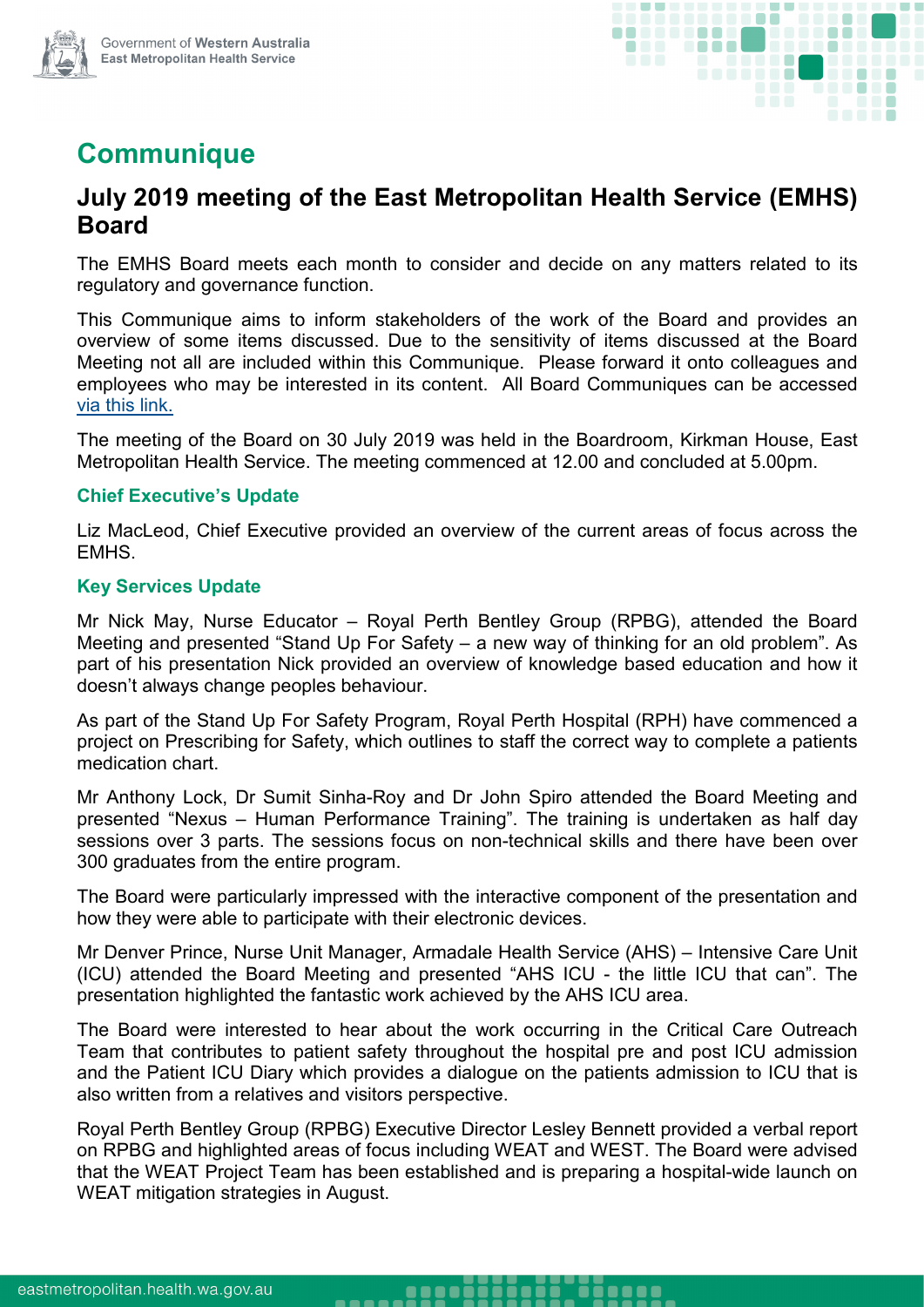# Communique

## July 2019 meeting of the East Metropolitan Health Service (EMHS) Board

The EMHS Board meets each month to consider and decide on any matters related to its regulatory and governance function.

This Communique aims to inform stakeholders of the work of the Board and provides an overview of some items discussed. Due to the sensitivity of items discussed at the Board Meeting not all are included within this Communique. Please forward it onto colleagues and employees who may be interested in its content. All Board Communiques can be accessed via this link.

The meeting of the Board on 30 July 2019 was held in the Boardroom, Kirkman House, East Metropolitan Health Service. The meeting commenced at 12.00 and concluded at 5.00pm.

### Chief Executive's Update

Liz MacLeod, Chief Executive provided an overview of the current areas of focus across the EMHS.

### Key Services Update

Mr Nick May, Nurse Educator – Royal Perth Bentley Group (RPBG), attended the Board Meeting and presented "Stand Up For Safety – a new way of thinking for an old problem". As part of his presentation Nick provided an overview of knowledge based education and how it doesn't always change peoples behaviour.

As part of the Stand Up For Safety Program, Royal Perth Hospital (RPH) have commenced a project on Prescribing for Safety, which outlines to staff the correct way to complete a patients medication chart.

Mr Anthony Lock, Dr Sumit Sinha-Roy and Dr John Spiro attended the Board Meeting and presented "Nexus – Human Performance Training". The training is undertaken as half day sessions over 3 parts. The sessions focus on non-technical skills and there have been over 300 graduates from the entire program.

The Board were particularly impressed with the interactive component of the presentation and how they were able to participate with their electronic devices.

Mr Denver Prince, Nurse Unit Manager, Armadale Health Service (AHS) – Intensive Care Unit (ICU) attended the Board Meeting and presented "AHS ICU - the little ICU that can". The presentation highlighted the fantastic work achieved by the AHS ICU area.

The Board were interested to hear about the work occurring in the Critical Care Outreach Team that contributes to patient safety throughout the hospital pre and post ICU admission and the Patient ICU Diary which provides a dialogue on the patients admission to ICU that is also written from a relatives and visitors perspective.

Royal Perth Bentley Group (RPBG) Executive Director Lesley Bennett provided a verbal report on RPBG and highlighted areas of focus including WEAT and WEST. The Board were advised that the WEAT Project Team has been established and is preparing a hospital-wide launch on WEAT mitigation strategies in August.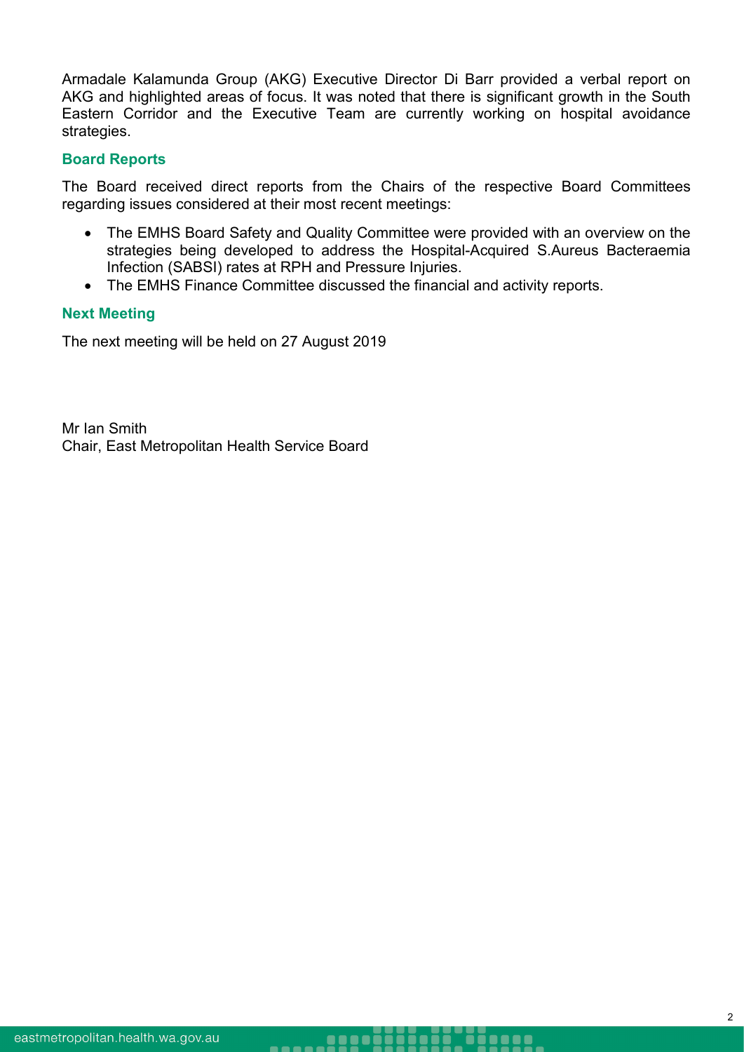Armadale Kalamunda Group (AKG) Executive Director Di Barr provided a verbal report on AKG and highlighted areas of focus. It was noted that there is significant growth in the South Eastern Corridor and the Executive Team are currently working on hospital avoidance strategies.

## Board Reports

The Board received direct reports from the Chairs of the respective Board Committees regarding issues considered at their most recent meetings:

- The EMHS Board Safety and Quality Committee were provided with an overview on the strategies being developed to address the Hospital-Acquired S.Aureus Bacteraemia Infection (SABSI) rates at RPH and Pressure Injuries.
- The EMHS Finance Committee discussed the financial and activity reports.

## Next Meeting

The next meeting will be held on 27 August 2019

Mr Ian Smith
Chair, East Metropolitan Health Service Board